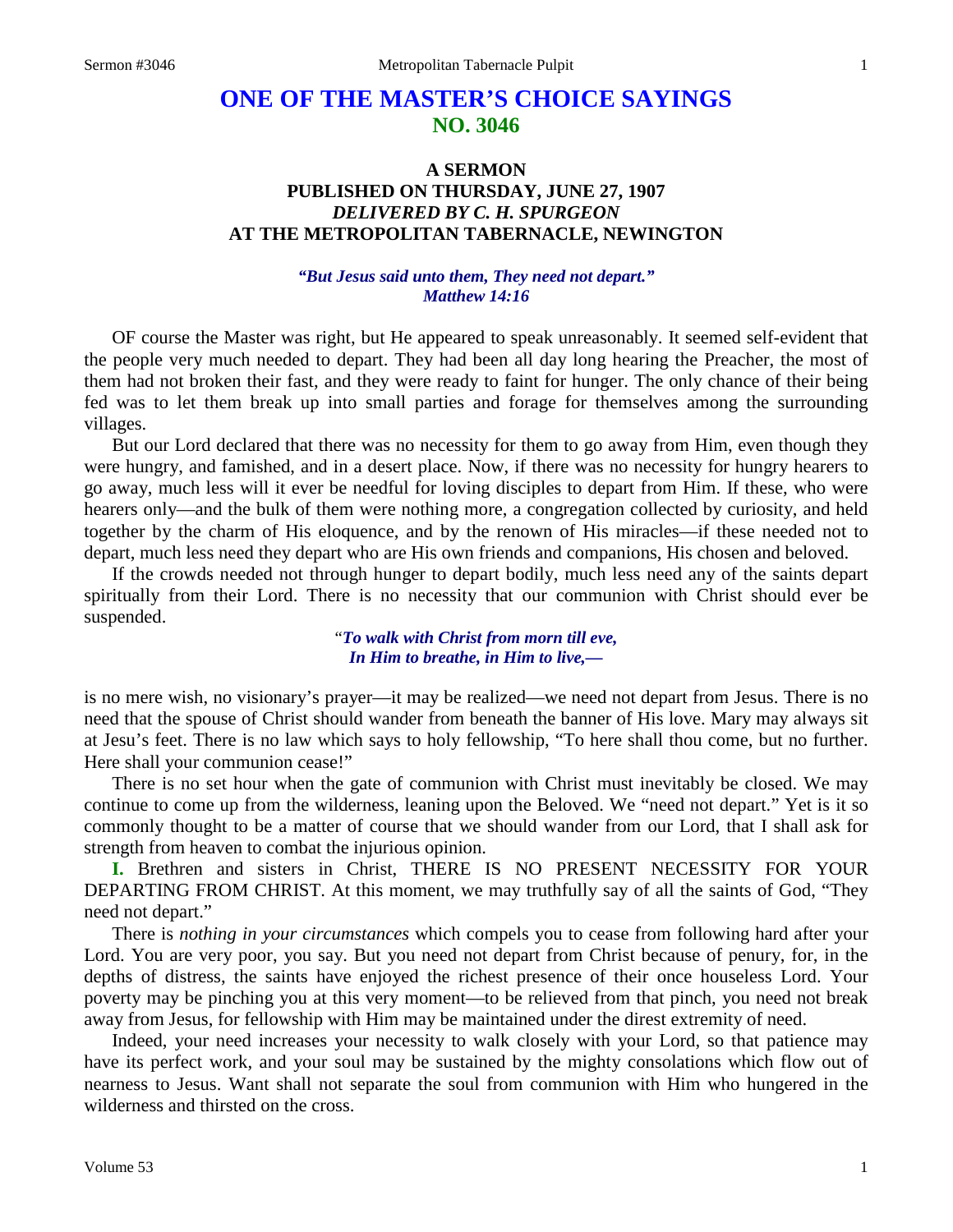# ONE OF THE MASTER'S CHOICE SAYINGS
## NO. 3046

### A SERMON
### PUBLISHED ON THURSDAY, JUNE 27, 1907
### *DELIVERED BY C. H. SPURGEON*
### AT THE METROPOLITAN TABERNACLE, NEWINGTON

***"But Jesus said unto them, They need not depart." Matthew 14:16***

OF course the Master was right, but He appeared to speak unreasonably. It seemed self-evident that the people very much needed to depart. They had been all day long hearing the Preacher, the most of them had not broken their fast, and they were ready to faint for hunger. The only chance of their being fed was to let them break up into small parties and forage for themselves among the surrounding villages.

But our Lord declared that there was no necessity for them to go away from Him, even though they were hungry, and famished, and in a desert place. Now, if there was no necessity for hungry hearers to go away, much less will it ever be needful for loving disciples to depart from Him. If these, who were hearers only—and the bulk of them were nothing more, a congregation collected by curiosity, and held together by the charm of His eloquence, and by the renown of His miracles—if these needed not to depart, much less need they depart who are His own friends and companions, His chosen and beloved.

If the crowds needed not through hunger to depart bodily, much less need any of the saints depart spiritually from their Lord. There is no necessity that our communion with Christ should ever be suspended.

> "*To walk with Christ from morn till eve,*
> *In Him to breathe, in Him to live,—*

is no mere wish, no visionary's prayer—it may be realized—we need not depart from Jesus. There is no need that the spouse of Christ should wander from beneath the banner of His love. Mary may always sit at Jesu's feet. There is no law which says to holy fellowship, "To here shall thou come, but no further. Here shall your communion cease!"

There is no set hour when the gate of communion with Christ must inevitably be closed. We may continue to come up from the wilderness, leaning upon the Beloved. We "need not depart." Yet is it so commonly thought to be a matter of course that we should wander from our Lord, that I shall ask for strength from heaven to combat the injurious opinion.

**I.** Brethren and sisters in Christ, THERE IS NO PRESENT NECESSITY FOR YOUR DEPARTING FROM CHRIST. At this moment, we may truthfully say of all the saints of God, "They need not depart."

There is *nothing in your circumstances* which compels you to cease from following hard after your Lord. You are very poor, you say. But you need not depart from Christ because of penury, for, in the depths of distress, the saints have enjoyed the richest presence of their once houseless Lord. Your poverty may be pinching you at this very moment—to be relieved from that pinch, you need not break away from Jesus, for fellowship with Him may be maintained under the direst extremity of need.

Indeed, your need increases your necessity to walk closely with your Lord, so that patience may have its perfect work, and your soul may be sustained by the mighty consolations which flow out of nearness to Jesus. Want shall not separate the soul from communion with Him who hungered in the wilderness and thirsted on the cross.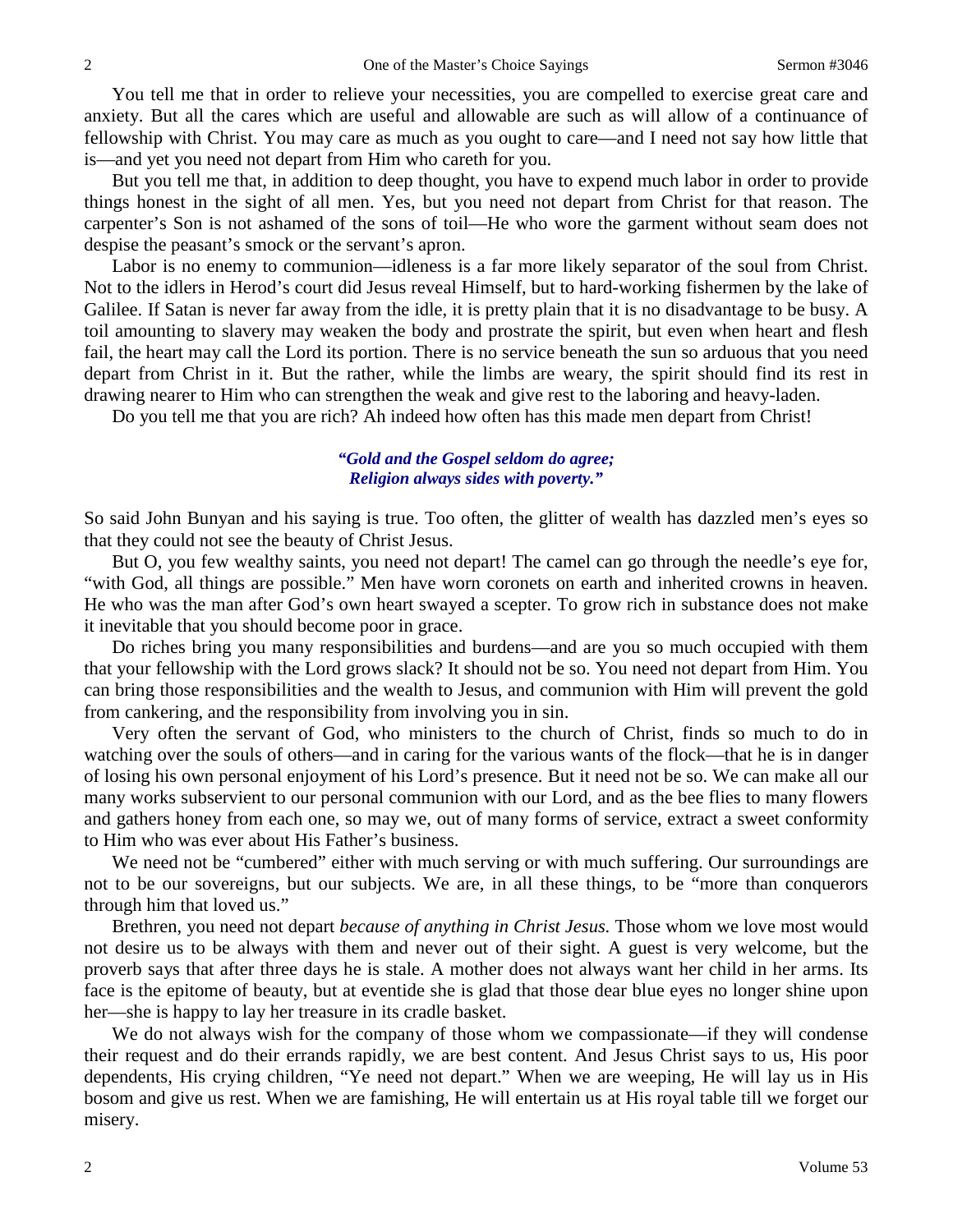You tell me that in order to relieve your necessities, you are compelled to exercise great care and anxiety. But all the cares which are useful and allowable are such as will allow of a continuance of fellowship with Christ. You may care as much as you ought to care—and I need not say how little that is—and yet you need not depart from Him who careth for you.

But you tell me that, in addition to deep thought, you have to expend much labor in order to provide things honest in the sight of all men. Yes, but you need not depart from Christ for that reason. The carpenter's Son is not ashamed of the sons of toil—He who wore the garment without seam does not despise the peasant's smock or the servant's apron.

Labor is no enemy to communion—idleness is a far more likely separator of the soul from Christ. Not to the idlers in Herod's court did Jesus reveal Himself, but to hard-working fishermen by the lake of Galilee. If Satan is never far away from the idle, it is pretty plain that it is no disadvantage to be busy. A toil amounting to slavery may weaken the body and prostrate the spirit, but even when heart and flesh fail, the heart may call the Lord its portion. There is no service beneath the sun so arduous that you need depart from Christ in it. But the rather, while the limbs are weary, the spirit should find its rest in drawing nearer to Him who can strengthen the weak and give rest to the laboring and heavy-laden.

Do you tell me that you are rich? Ah indeed how often has this made men depart from Christ!

*"Gold and the Gospel seldom do agree;*
*Religion always sides with poverty."*

So said John Bunyan and his saying is true. Too often, the glitter of wealth has dazzled men's eyes so that they could not see the beauty of Christ Jesus.

But O, you few wealthy saints, you need not depart! The camel can go through the needle's eye for, "with God, all things are possible." Men have worn coronets on earth and inherited crowns in heaven. He who was the man after God's own heart swayed a scepter. To grow rich in substance does not make it inevitable that you should become poor in grace.

Do riches bring you many responsibilities and burdens—and are you so much occupied with them that your fellowship with the Lord grows slack? It should not be so. You need not depart from Him. You can bring those responsibilities and the wealth to Jesus, and communion with Him will prevent the gold from cankering, and the responsibility from involving you in sin.

Very often the servant of God, who ministers to the church of Christ, finds so much to do in watching over the souls of others—and in caring for the various wants of the flock—that he is in danger of losing his own personal enjoyment of his Lord's presence. But it need not be so. We can make all our many works subservient to our personal communion with our Lord, and as the bee flies to many flowers and gathers honey from each one, so may we, out of many forms of service, extract a sweet conformity to Him who was ever about His Father's business.

We need not be "cumbered" either with much serving or with much suffering. Our surroundings are not to be our sovereigns, but our subjects. We are, in all these things, to be "more than conquerors through him that loved us."

Brethren, you need not depart *because of anything in Christ Jesus.* Those whom we love most would not desire us to be always with them and never out of their sight. A guest is very welcome, but the proverb says that after three days he is stale. A mother does not always want her child in her arms. Its face is the epitome of beauty, but at eventide she is glad that those dear blue eyes no longer shine upon her—she is happy to lay her treasure in its cradle basket.

We do not always wish for the company of those whom we compassionate—if they will condense their request and do their errands rapidly, we are best content. And Jesus Christ says to us, His poor dependents, His crying children, "Ye need not depart." When we are weeping, He will lay us in His bosom and give us rest. When we are famishing, He will entertain us at His royal table till we forget our misery.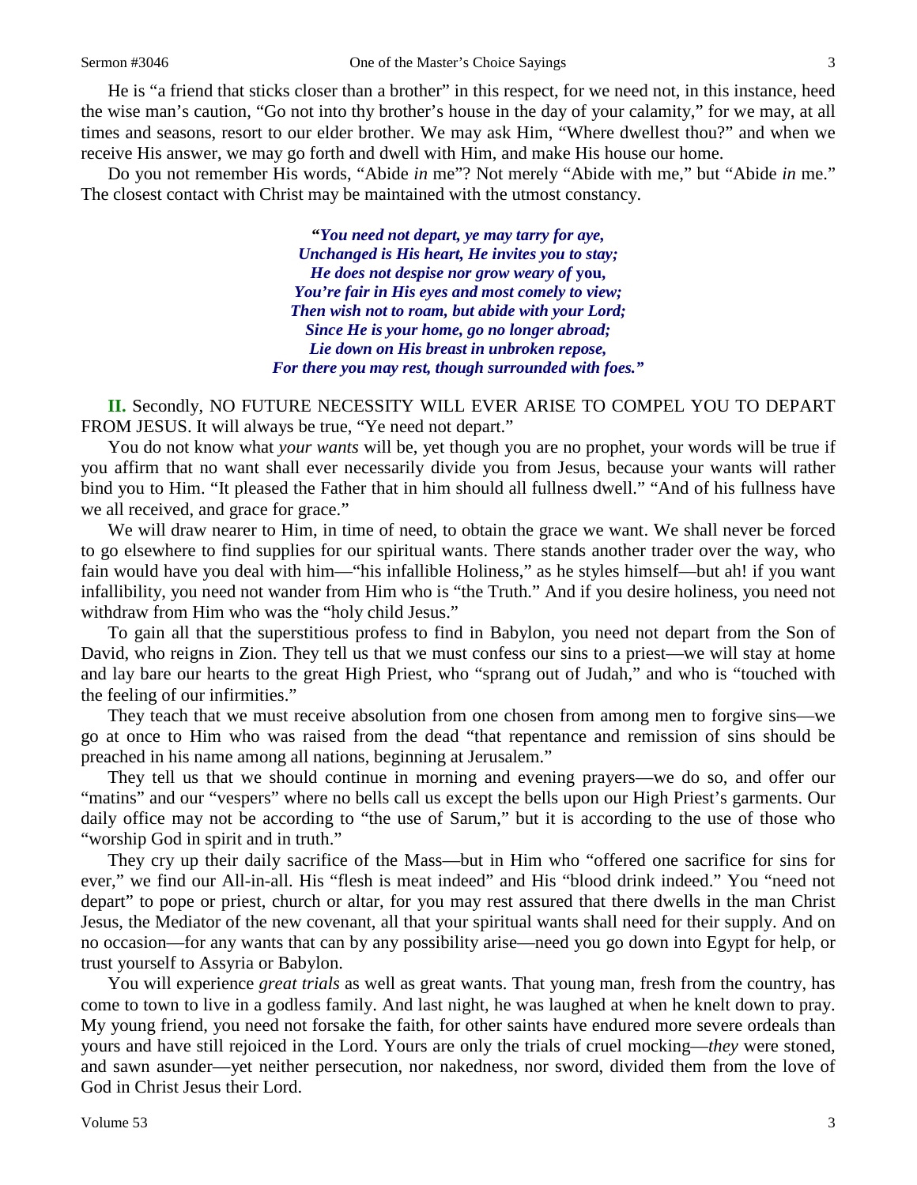He is "a friend that sticks closer than a brother" in this respect, for we need not, in this instance, heed the wise man's caution, "Go not into thy brother's house in the day of your calamity," for we may, at all times and seasons, resort to our elder brother. We may ask Him, "Where dwellest thou?" and when we receive His answer, we may go forth and dwell with Him, and make His house our home.

Do you not remember His words, "Abide *in* me"? Not merely "Abide with me," but "Abide *in* me." The closest contact with Christ may be maintained with the utmost constancy.

> ***"You need not depart, ye may tarry for aye,***
> ***Unchanged is His heart, He invites you to stay;***
> ***He does not despise nor grow weary of* you,**
> ***You're fair in His eyes and most comely to view;***
> ***Then wish not to roam, but abide with your Lord;***
> ***Since He is your home, go no longer abroad;***
> ***Lie down on His breast in unbroken repose,***
> ***For there you may rest, though surrounded with foes."***

**II.** Secondly, NO FUTURE NECESSITY WILL EVER ARISE TO COMPEL YOU TO DEPART FROM JESUS. It will always be true, "Ye need not depart."

You do not know what *your wants* will be, yet though you are no prophet, your words will be true if you affirm that no want shall ever necessarily divide you from Jesus, because your wants will rather bind you to Him. "It pleased the Father that in him should all fullness dwell." "And of his fullness have we all received, and grace for grace."

We will draw nearer to Him, in time of need, to obtain the grace we want. We shall never be forced to go elsewhere to find supplies for our spiritual wants. There stands another trader over the way, who fain would have you deal with him—"his infallible Holiness," as he styles himself—but ah! if you want infallibility, you need not wander from Him who is "the Truth." And if you desire holiness, you need not withdraw from Him who was the "holy child Jesus."

To gain all that the superstitious profess to find in Babylon, you need not depart from the Son of David, who reigns in Zion. They tell us that we must confess our sins to a priest—we will stay at home and lay bare our hearts to the great High Priest, who "sprang out of Judah," and who is "touched with the feeling of our infirmities."

They teach that we must receive absolution from one chosen from among men to forgive sins—we go at once to Him who was raised from the dead "that repentance and remission of sins should be preached in his name among all nations, beginning at Jerusalem."

They tell us that we should continue in morning and evening prayers—we do so, and offer our "matins" and our "vespers" where no bells call us except the bells upon our High Priest's garments. Our daily office may not be according to "the use of Sarum," but it is according to the use of those who "worship God in spirit and in truth."

They cry up their daily sacrifice of the Mass—but in Him who "offered one sacrifice for sins for ever," we find our All-in-all. His "flesh is meat indeed" and His "blood drink indeed." You "need not depart" to pope or priest, church or altar, for you may rest assured that there dwells in the man Christ Jesus, the Mediator of the new covenant, all that your spiritual wants shall need for their supply. And on no occasion—for any wants that can by any possibility arise—need you go down into Egypt for help, or trust yourself to Assyria or Babylon.

You will experience *great trials* as well as great wants. That young man, fresh from the country, has come to town to live in a godless family. And last night, he was laughed at when he knelt down to pray. My young friend, you need not forsake the faith, for other saints have endured more severe ordeals than yours and have still rejoiced in the Lord. Yours are only the trials of cruel mocking—*they* were stoned, and sawn asunder—yet neither persecution, nor nakedness, nor sword, divided them from the love of God in Christ Jesus their Lord.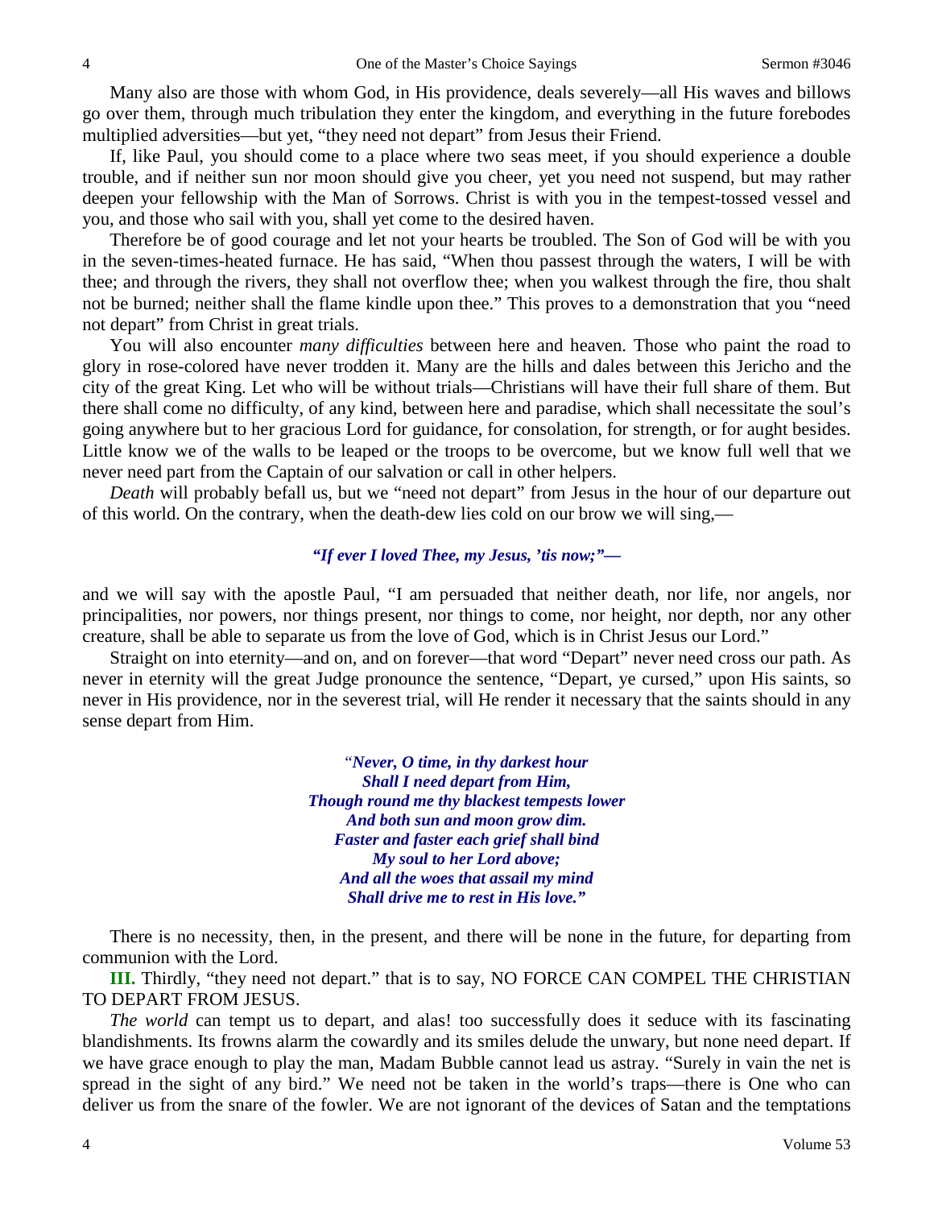Many also are those with whom God, in His providence, deals severely—all His waves and billows go over them, through much tribulation they enter the kingdom, and everything in the future forebodes multiplied adversities—but yet, "they need not depart" from Jesus their Friend.

If, like Paul, you should come to a place where two seas meet, if you should experience a double trouble, and if neither sun nor moon should give you cheer, yet you need not suspend, but may rather deepen your fellowship with the Man of Sorrows. Christ is with you in the tempest-tossed vessel and you, and those who sail with you, shall yet come to the desired haven.

Therefore be of good courage and let not your hearts be troubled. The Son of God will be with you in the seven-times-heated furnace. He has said, "When thou passest through the waters, I will be with thee; and through the rivers, they shall not overflow thee; when you walkest through the fire, thou shalt not be burned; neither shall the flame kindle upon thee." This proves to a demonstration that you "need not depart" from Christ in great trials.

You will also encounter *many difficulties* between here and heaven. Those who paint the road to glory in rose-colored have never trodden it. Many are the hills and dales between this Jericho and the city of the great King. Let who will be without trials—Christians will have their full share of them. But there shall come no difficulty, of any kind, between here and paradise, which shall necessitate the soul's going anywhere but to her gracious Lord for guidance, for consolation, for strength, or for aught besides. Little know we of the walls to be leaped or the troops to be overcome, but we know full well that we never need part from the Captain of our salvation or call in other helpers.

*Death* will probably befall us, but we "need not depart" from Jesus in the hour of our departure out of this world. On the contrary, when the death-dew lies cold on our brow we will sing,—

*"If ever I loved Thee, my Jesus, 'tis now;"—*

and we will say with the apostle Paul, "I am persuaded that neither death, nor life, nor angels, nor principalities, nor powers, nor things present, nor things to come, nor height, nor depth, nor any other creature, shall be able to separate us from the love of God, which is in Christ Jesus our Lord."

Straight on into eternity—and on, and on forever—that word "Depart" never need cross our path. As never in eternity will the great Judge pronounce the sentence, "Depart, ye cursed," upon His saints, so never in His providence, nor in the severest trial, will He render it necessary that the saints should in any sense depart from Him.

*"Never, O time, in thy darkest hour*
*Shall I need depart from Him,*
*Though round me thy blackest tempests lower*
*And both sun and moon grow dim.*
*Faster and faster each grief shall bind*
*My soul to her Lord above;*
*And all the woes that assail my mind*
*Shall drive me to rest in His love."*

There is no necessity, then, in the present, and there will be none in the future, for departing from communion with the Lord.

**III.** Thirdly, "they need not depart." that is to say, NO FORCE CAN COMPEL THE CHRISTIAN TO DEPART FROM JESUS.

*The world* can tempt us to depart, and alas! too successfully does it seduce with its fascinating blandishments. Its frowns alarm the cowardly and its smiles delude the unwary, but none need depart. If we have grace enough to play the man, Madam Bubble cannot lead us astray. "Surely in vain the net is spread in the sight of any bird." We need not be taken in the world's traps—there is One who can deliver us from the snare of the fowler. We are not ignorant of the devices of Satan and the temptations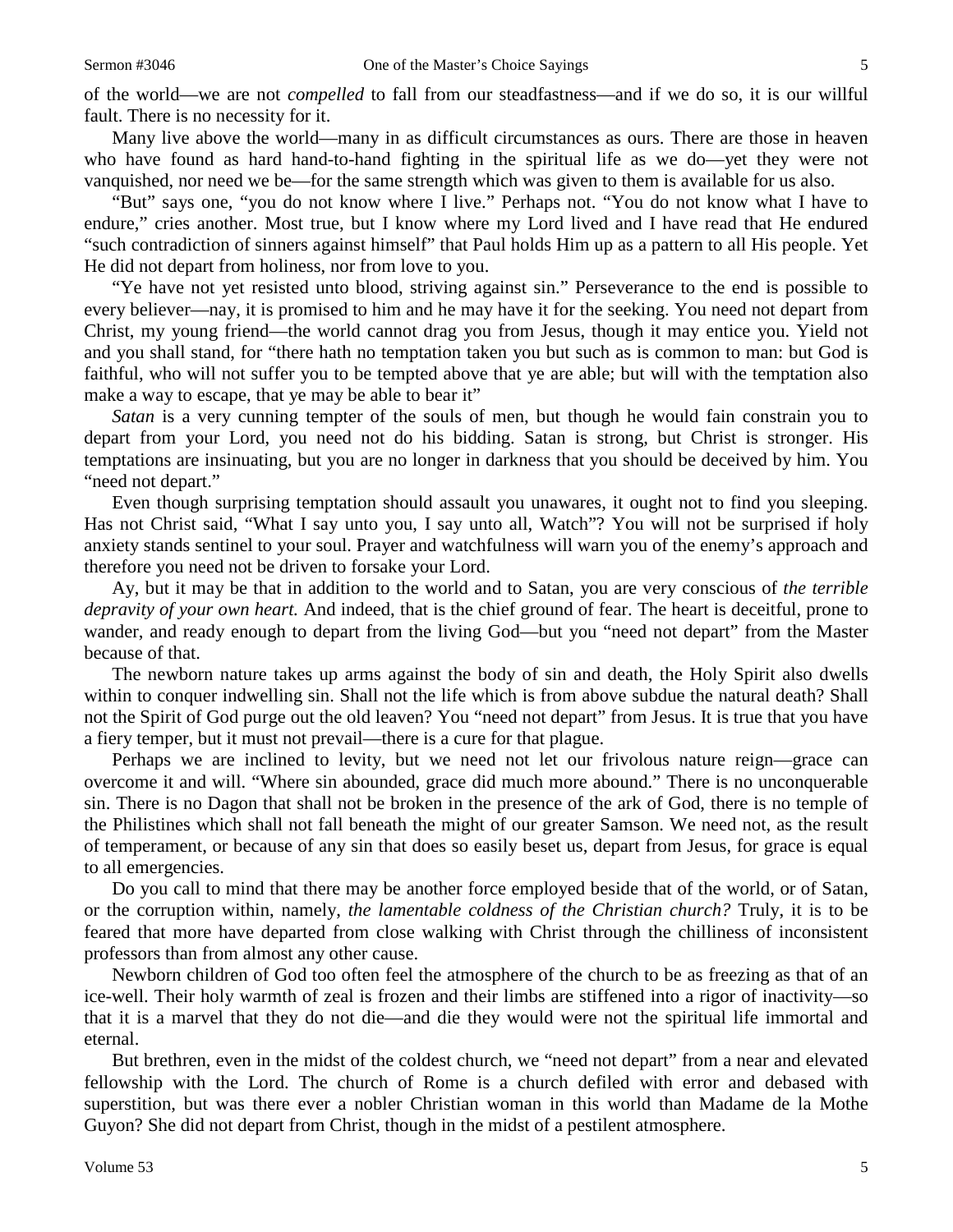of the world—we are not *compelled* to fall from our steadfastness—and if we do so, it is our willful fault. There is no necessity for it.

Many live above the world—many in as difficult circumstances as ours. There are those in heaven who have found as hard hand-to-hand fighting in the spiritual life as we do—yet they were not vanquished, nor need we be—for the same strength which was given to them is available for us also.

"But" says one, "you do not know where I live." Perhaps not. "You do not know what I have to endure," cries another. Most true, but I know where my Lord lived and I have read that He endured "such contradiction of sinners against himself" that Paul holds Him up as a pattern to all His people. Yet He did not depart from holiness, nor from love to you.

"Ye have not yet resisted unto blood, striving against sin." Perseverance to the end is possible to every believer—nay, it is promised to him and he may have it for the seeking. You need not depart from Christ, my young friend—the world cannot drag you from Jesus, though it may entice you. Yield not and you shall stand, for "there hath no temptation taken you but such as is common to man: but God is faithful, who will not suffer you to be tempted above that ye are able; but will with the temptation also make a way to escape, that ye may be able to bear it"

*Satan* is a very cunning tempter of the souls of men, but though he would fain constrain you to depart from your Lord, you need not do his bidding. Satan is strong, but Christ is stronger. His temptations are insinuating, but you are no longer in darkness that you should be deceived by him. You "need not depart."

Even though surprising temptation should assault you unawares, it ought not to find you sleeping. Has not Christ said, "What I say unto you, I say unto all, Watch"? You will not be surprised if holy anxiety stands sentinel to your soul. Prayer and watchfulness will warn you of the enemy's approach and therefore you need not be driven to forsake your Lord.

Ay, but it may be that in addition to the world and to Satan, you are very conscious of *the terrible depravity of your own heart.* And indeed, that is the chief ground of fear. The heart is deceitful, prone to wander, and ready enough to depart from the living God—but you "need not depart" from the Master because of that.

The newborn nature takes up arms against the body of sin and death, the Holy Spirit also dwells within to conquer indwelling sin. Shall not the life which is from above subdue the natural death? Shall not the Spirit of God purge out the old leaven? You "need not depart" from Jesus. It is true that you have a fiery temper, but it must not prevail—there is a cure for that plague.

Perhaps we are inclined to levity, but we need not let our frivolous nature reign—grace can overcome it and will. "Where sin abounded, grace did much more abound." There is no unconquerable sin. There is no Dagon that shall not be broken in the presence of the ark of God, there is no temple of the Philistines which shall not fall beneath the might of our greater Samson. We need not, as the result of temperament, or because of any sin that does so easily beset us, depart from Jesus, for grace is equal to all emergencies.

Do you call to mind that there may be another force employed beside that of the world, or of Satan, or the corruption within, namely, *the lamentable coldness of the Christian church?* Truly, it is to be feared that more have departed from close walking with Christ through the chilliness of inconsistent professors than from almost any other cause.

Newborn children of God too often feel the atmosphere of the church to be as freezing as that of an ice-well. Their holy warmth of zeal is frozen and their limbs are stiffened into a rigor of inactivity—so that it is a marvel that they do not die—and die they would were not the spiritual life immortal and eternal.

But brethren, even in the midst of the coldest church, we "need not depart" from a near and elevated fellowship with the Lord. The church of Rome is a church defiled with error and debased with superstition, but was there ever a nobler Christian woman in this world than Madame de la Mothe Guyon? She did not depart from Christ, though in the midst of a pestilent atmosphere.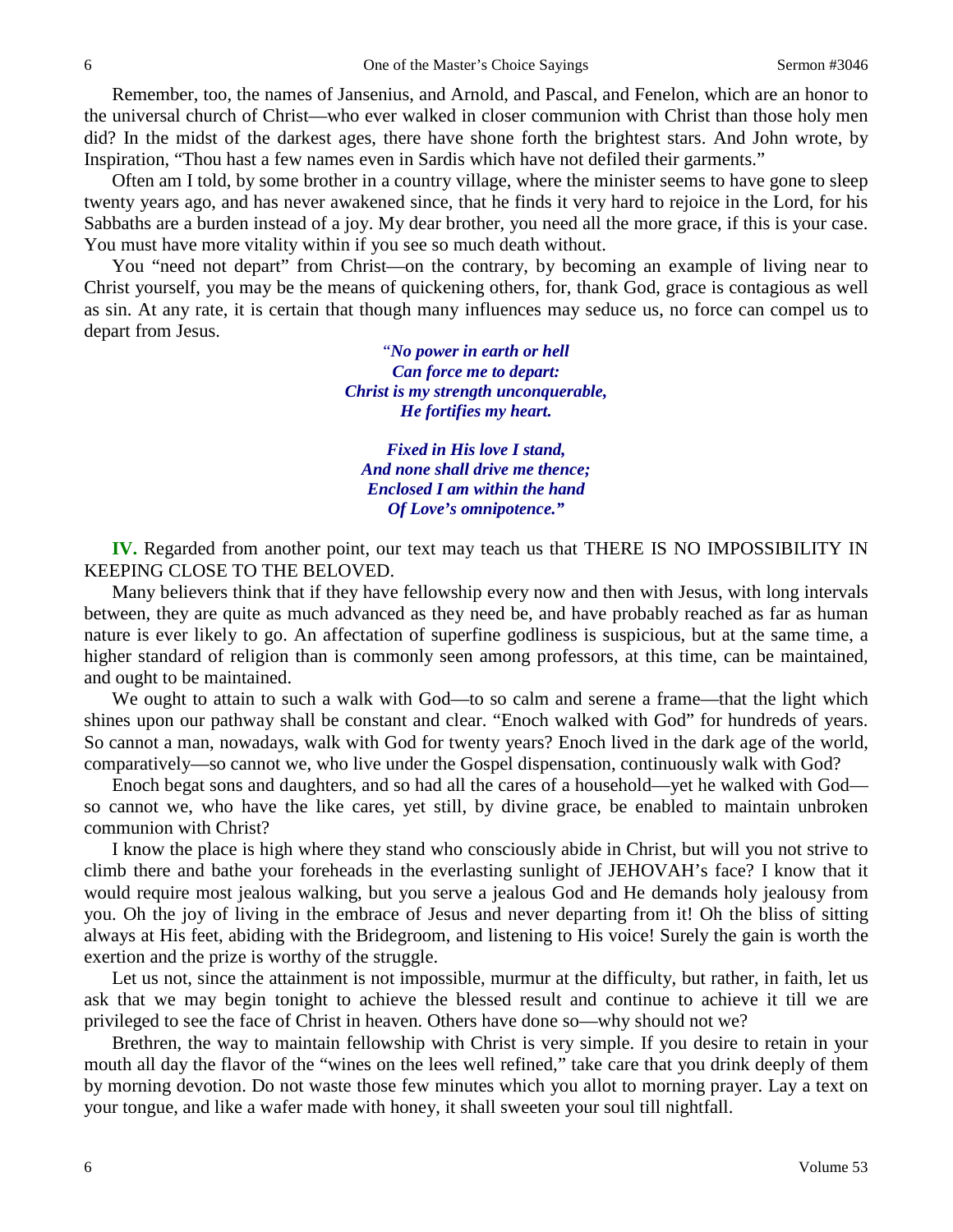Remember, too, the names of Jansenius, and Arnold, and Pascal, and Fenelon, which are an honor to the universal church of Christ—who ever walked in closer communion with Christ than those holy men did? In the midst of the darkest ages, there have shone forth the brightest stars. And John wrote, by Inspiration, "Thou hast a few names even in Sardis which have not defiled their garments."

Often am I told, by some brother in a country village, where the minister seems to have gone to sleep twenty years ago, and has never awakened since, that he finds it very hard to rejoice in the Lord, for his Sabbaths are a burden instead of a joy. My dear brother, you need all the more grace, if this is your case. You must have more vitality within if you see so much death without.

You "need not depart" from Christ—on the contrary, by becoming an example of living near to Christ yourself, you may be the means of quickening others, for, thank God, grace is contagious as well as sin. At any rate, it is certain that though many influences may seduce us, no force can compel us to depart from Jesus.

> *"No power in earth or hell*
> *Can force me to depart:*
> *Christ is my strength unconquerable,*
> *He fortifies my heart.*
>
> *Fixed in His love I stand,*
> *And none shall drive me thence;*
> *Enclosed I am within the hand*
> *Of Love's omnipotence."*

**IV.** Regarded from another point, our text may teach us that THERE IS NO IMPOSSIBILITY IN KEEPING CLOSE TO THE BELOVED.

Many believers think that if they have fellowship every now and then with Jesus, with long intervals between, they are quite as much advanced as they need be, and have probably reached as far as human nature is ever likely to go. An affectation of superfine godliness is suspicious, but at the same time, a higher standard of religion than is commonly seen among professors, at this time, can be maintained, and ought to be maintained.

We ought to attain to such a walk with God—to so calm and serene a frame—that the light which shines upon our pathway shall be constant and clear. "Enoch walked with God" for hundreds of years. So cannot a man, nowadays, walk with God for twenty years? Enoch lived in the dark age of the world, comparatively—so cannot we, who live under the Gospel dispensation, continuously walk with God?

Enoch begat sons and daughters, and so had all the cares of a household—yet he walked with God—so cannot we, who have the like cares, yet still, by divine grace, be enabled to maintain unbroken communion with Christ?

I know the place is high where they stand who consciously abide in Christ, but will you not strive to climb there and bathe your foreheads in the everlasting sunlight of JEHOVAH's face? I know that it would require most jealous walking, but you serve a jealous God and He demands holy jealousy from you. Oh the joy of living in the embrace of Jesus and never departing from it! Oh the bliss of sitting always at His feet, abiding with the Bridegroom, and listening to His voice! Surely the gain is worth the exertion and the prize is worthy of the struggle.

Let us not, since the attainment is not impossible, murmur at the difficulty, but rather, in faith, let us ask that we may begin tonight to achieve the blessed result and continue to achieve it till we are privileged to see the face of Christ in heaven. Others have done so—why should not we?

Brethren, the way to maintain fellowship with Christ is very simple. If you desire to retain in your mouth all day the flavor of the "wines on the lees well refined," take care that you drink deeply of them by morning devotion. Do not waste those few minutes which you allot to morning prayer. Lay a text on your tongue, and like a wafer made with honey, it shall sweeten your soul till nightfall.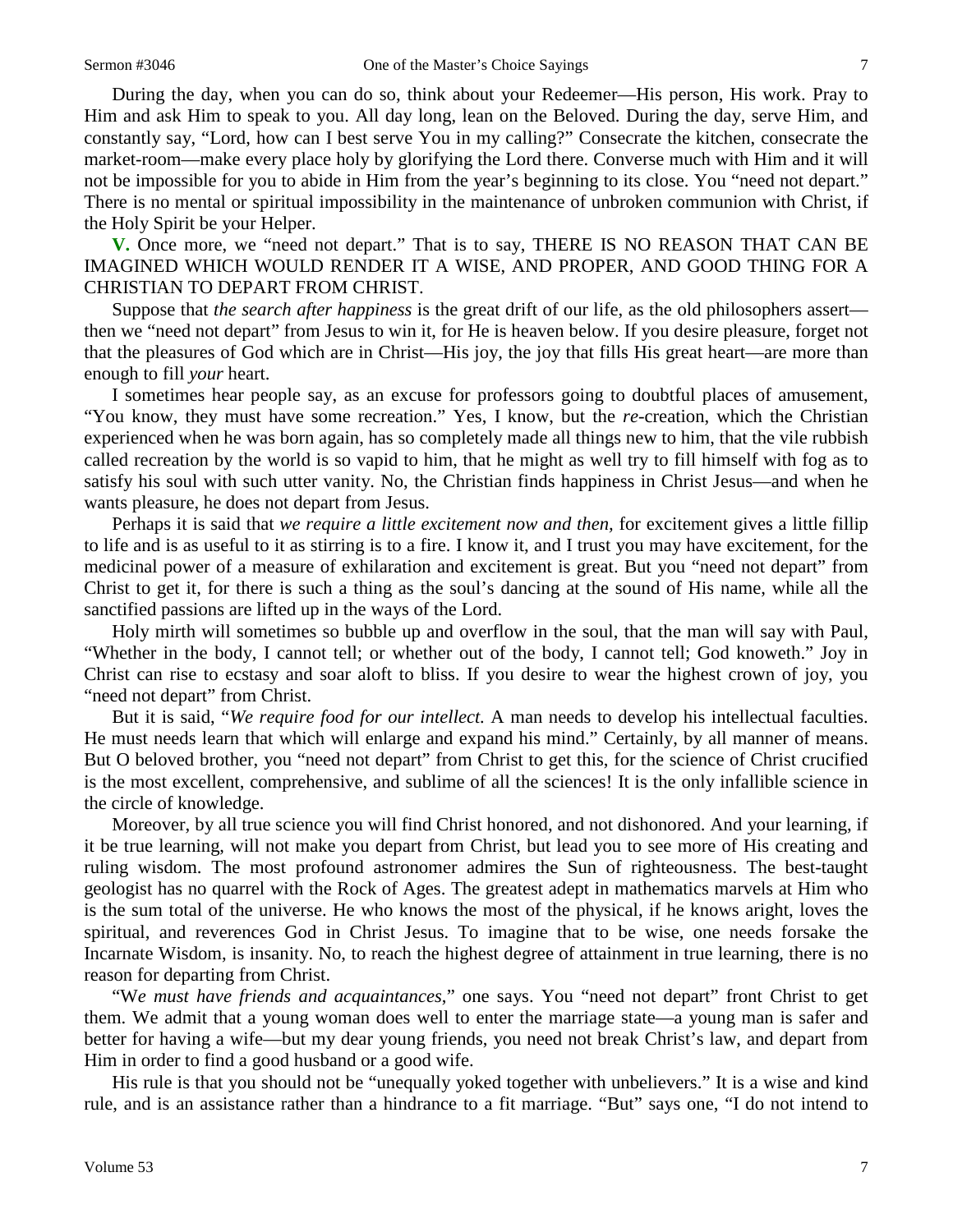During the day, when you can do so, think about your Redeemer—His person, His work. Pray to Him and ask Him to speak to you. All day long, lean on the Beloved. During the day, serve Him, and constantly say, "Lord, how can I best serve You in my calling?" Consecrate the kitchen, consecrate the market-room—make every place holy by glorifying the Lord there. Converse much with Him and it will not be impossible for you to abide in Him from the year's beginning to its close. You "need not depart." There is no mental or spiritual impossibility in the maintenance of unbroken communion with Christ, if the Holy Spirit be your Helper.

**V.** Once more, we "need not depart." That is to say, THERE IS NO REASON THAT CAN BE IMAGINED WHICH WOULD RENDER IT A WISE, AND PROPER, AND GOOD THING FOR A CHRISTIAN TO DEPART FROM CHRIST.

Suppose that *the search after happiness* is the great drift of our life, as the old philosophers assert—then we "need not depart" from Jesus to win it, for He is heaven below. If you desire pleasure, forget not that the pleasures of God which are in Christ—His joy, the joy that fills His great heart—are more than enough to fill *your* heart.

I sometimes hear people say, as an excuse for professors going to doubtful places of amusement, "You know, they must have some recreation." Yes, I know, but the *re*-creation, which the Christian experienced when he was born again, has so completely made all things new to him, that the vile rubbish called recreation by the world is so vapid to him, that he might as well try to fill himself with fog as to satisfy his soul with such utter vanity. No, the Christian finds happiness in Christ Jesus—and when he wants pleasure, he does not depart from Jesus.

Perhaps it is said that *we require a little excitement now and then,* for excitement gives a little fillip to life and is as useful to it as stirring is to a fire. I know it, and I trust you may have excitement, for the medicinal power of a measure of exhilaration and excitement is great. But you "need not depart" from Christ to get it, for there is such a thing as the soul's dancing at the sound of His name, while all the sanctified passions are lifted up in the ways of the Lord.

Holy mirth will sometimes so bubble up and overflow in the soul, that the man will say with Paul, "Whether in the body, I cannot tell; or whether out of the body, I cannot tell; God knoweth." Joy in Christ can rise to ecstasy and soar aloft to bliss. If you desire to wear the highest crown of joy, you "need not depart" from Christ.

But it is said, "*We require food for our intellect.* A man needs to develop his intellectual faculties. He must needs learn that which will enlarge and expand his mind." Certainly, by all manner of means. But O beloved brother, you "need not depart" from Christ to get this, for the science of Christ crucified is the most excellent, comprehensive, and sublime of all the sciences! It is the only infallible science in the circle of knowledge.

Moreover, by all true science you will find Christ honored, and not dishonored. And your learning, if it be true learning, will not make you depart from Christ, but lead you to see more of His creating and ruling wisdom. The most profound astronomer admires the Sun of righteousness. The best-taught geologist has no quarrel with the Rock of Ages. The greatest adept in mathematics marvels at Him who is the sum total of the universe. He who knows the most of the physical, if he knows aright, loves the spiritual, and reverences God in Christ Jesus. To imagine that to be wise, one needs forsake the Incarnate Wisdom, is insanity. No, to reach the highest degree of attainment in true learning, there is no reason for departing from Christ.

"W*e must have friends and acquaintances*," one says. You "need not depart" front Christ to get them. We admit that a young woman does well to enter the marriage state—a young man is safer and better for having a wife—but my dear young friends, you need not break Christ's law, and depart from Him in order to find a good husband or a good wife.

His rule is that you should not be "unequally yoked together with unbelievers." It is a wise and kind rule, and is an assistance rather than a hindrance to a fit marriage. "But" says one, "I do not intend to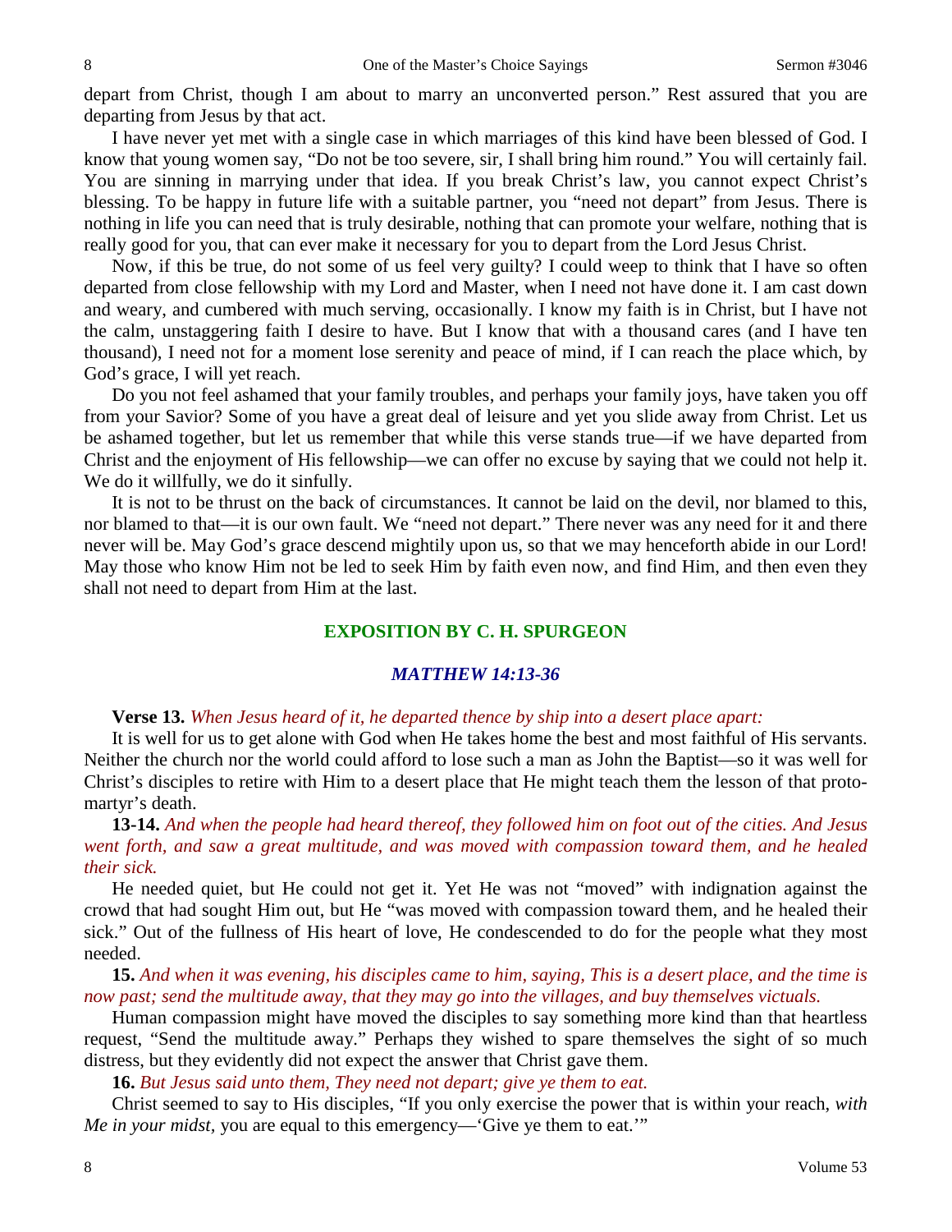depart from Christ, though I am about to marry an unconverted person." Rest assured that you are departing from Jesus by that act.

I have never yet met with a single case in which marriages of this kind have been blessed of God. I know that young women say, "Do not be too severe, sir, I shall bring him round." You will certainly fail. You are sinning in marrying under that idea. If you break Christ's law, you cannot expect Christ's blessing. To be happy in future life with a suitable partner, you "need not depart" from Jesus. There is nothing in life you can need that is truly desirable, nothing that can promote your welfare, nothing that is really good for you, that can ever make it necessary for you to depart from the Lord Jesus Christ.

Now, if this be true, do not some of us feel very guilty? I could weep to think that I have so often departed from close fellowship with my Lord and Master, when I need not have done it. I am cast down and weary, and cumbered with much serving, occasionally. I know my faith is in Christ, but I have not the calm, unstaggering faith I desire to have. But I know that with a thousand cares (and I have ten thousand), I need not for a moment lose serenity and peace of mind, if I can reach the place which, by God's grace, I will yet reach.

Do you not feel ashamed that your family troubles, and perhaps your family joys, have taken you off from your Savior? Some of you have a great deal of leisure and yet you slide away from Christ. Let us be ashamed together, but let us remember that while this verse stands true—if we have departed from Christ and the enjoyment of His fellowship—we can offer no excuse by saying that we could not help it. We do it willfully, we do it sinfully.

It is not to be thrust on the back of circumstances. It cannot be laid on the devil, nor blamed to this, nor blamed to that—it is our own fault. We "need not depart." There never was any need for it and there never will be. May God's grace descend mightily upon us, so that we may henceforth abide in our Lord! May those who know Him not be led to seek Him by faith even now, and find Him, and then even they shall not need to depart from Him at the last.

## EXPOSITION BY C. H. SPURGEON

### *MATTHEW 14:13-36*

**Verse 13.** *When Jesus heard of it, he departed thence by ship into a desert place apart:*

It is well for us to get alone with God when He takes home the best and most faithful of His servants. Neither the church nor the world could afford to lose such a man as John the Baptist—so it was well for Christ's disciples to retire with Him to a desert place that He might teach them the lesson of that proto-martyr's death.

**13-14.** *And when the people had heard thereof, they followed him on foot out of the cities. And Jesus went forth, and saw a great multitude, and was moved with compassion toward them, and he healed their sick.*

He needed quiet, but He could not get it. Yet He was not "moved" with indignation against the crowd that had sought Him out, but He "was moved with compassion toward them, and he healed their sick." Out of the fullness of His heart of love, He condescended to do for the people what they most needed.

**15.** *And when it was evening, his disciples came to him, saying, This is a desert place, and the time is now past; send the multitude away, that they may go into the villages, and buy themselves victuals.*

Human compassion might have moved the disciples to say something more kind than that heartless request, "Send the multitude away." Perhaps they wished to spare themselves the sight of so much distress, but they evidently did not expect the answer that Christ gave them.

**16.** *But Jesus said unto them, They need not depart; give ye them to eat.*

Christ seemed to say to His disciples, "If you only exercise the power that is within your reach, *with Me in your midst,* you are equal to this emergency—'Give ye them to eat.'"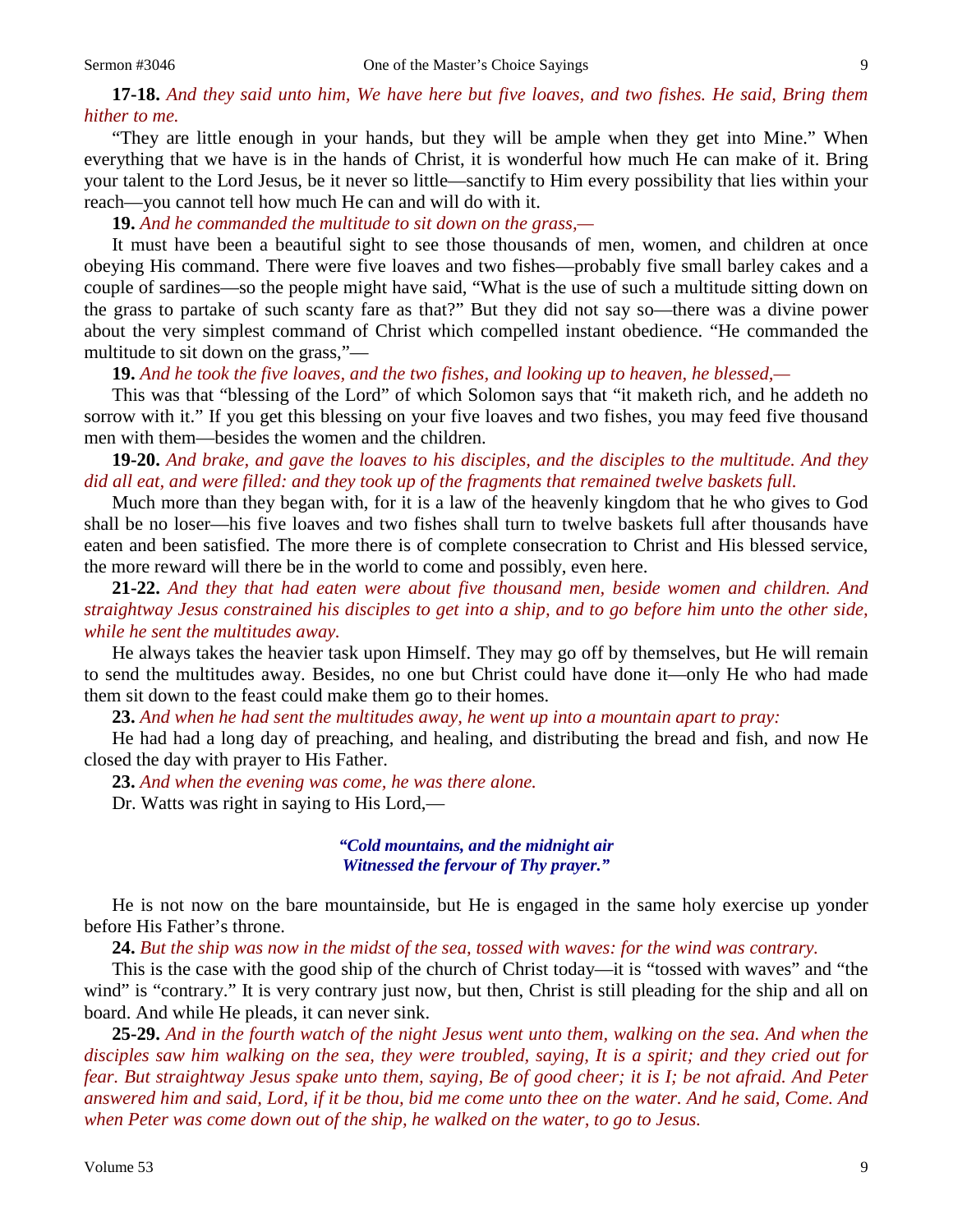**17-18.** *And they said unto him, We have here but five loaves, and two fishes. He said, Bring them hither to me.*

"They are little enough in your hands, but they will be ample when they get into Mine." When everything that we have is in the hands of Christ, it is wonderful how much He can make of it. Bring your talent to the Lord Jesus, be it never so little—sanctify to Him every possibility that lies within your reach—you cannot tell how much He can and will do with it.

**19.** *And he commanded the multitude to sit down on the grass,—*

It must have been a beautiful sight to see those thousands of men, women, and children at once obeying His command. There were five loaves and two fishes—probably five small barley cakes and a couple of sardines—so the people might have said, "What is the use of such a multitude sitting down on the grass to partake of such scanty fare as that?" But they did not say so—there was a divine power about the very simplest command of Christ which compelled instant obedience. "He commanded the multitude to sit down on the grass,"—

**19.** *And he took the five loaves, and the two fishes, and looking up to heaven, he blessed,—*

This was that "blessing of the Lord" of which Solomon says that "it maketh rich, and he addeth no sorrow with it." If you get this blessing on your five loaves and two fishes, you may feed five thousand men with them—besides the women and the children.

**19-20.** *And brake, and gave the loaves to his disciples, and the disciples to the multitude. And they did all eat, and were filled: and they took up of the fragments that remained twelve baskets full.*

Much more than they began with, for it is a law of the heavenly kingdom that he who gives to God shall be no loser—his five loaves and two fishes shall turn to twelve baskets full after thousands have eaten and been satisfied. The more there is of complete consecration to Christ and His blessed service, the more reward will there be in the world to come and possibly, even here.

**21-22.** *And they that had eaten were about five thousand men, beside women and children. And straightway Jesus constrained his disciples to get into a ship, and to go before him unto the other side, while he sent the multitudes away.*

He always takes the heavier task upon Himself. They may go off by themselves, but He will remain to send the multitudes away. Besides, no one but Christ could have done it—only He who had made them sit down to the feast could make them go to their homes.

**23.** *And when he had sent the multitudes away, he went up into a mountain apart to pray:*

He had had a long day of preaching, and healing, and distributing the bread and fish, and now He closed the day with prayer to His Father.

**23.** *And when the evening was come, he was there alone.*

Dr. Watts was right in saying to His Lord,—

*"Cold mountains, and the midnight air*
*Witnessed the fervour of Thy prayer."*

He is not now on the bare mountainside, but He is engaged in the same holy exercise up yonder before His Father's throne.

**24.** *But the ship was now in the midst of the sea, tossed with waves: for the wind was contrary.*

This is the case with the good ship of the church of Christ today—it is "tossed with waves" and "the wind" is "contrary." It is very contrary just now, but then, Christ is still pleading for the ship and all on board. And while He pleads, it can never sink.

**25-29.** *And in the fourth watch of the night Jesus went unto them, walking on the sea. And when the disciples saw him walking on the sea, they were troubled, saying, It is a spirit; and they cried out for fear. But straightway Jesus spake unto them, saying, Be of good cheer; it is I; be not afraid. And Peter answered him and said, Lord, if it be thou, bid me come unto thee on the water. And he said, Come. And when Peter was come down out of the ship, he walked on the water, to go to Jesus.*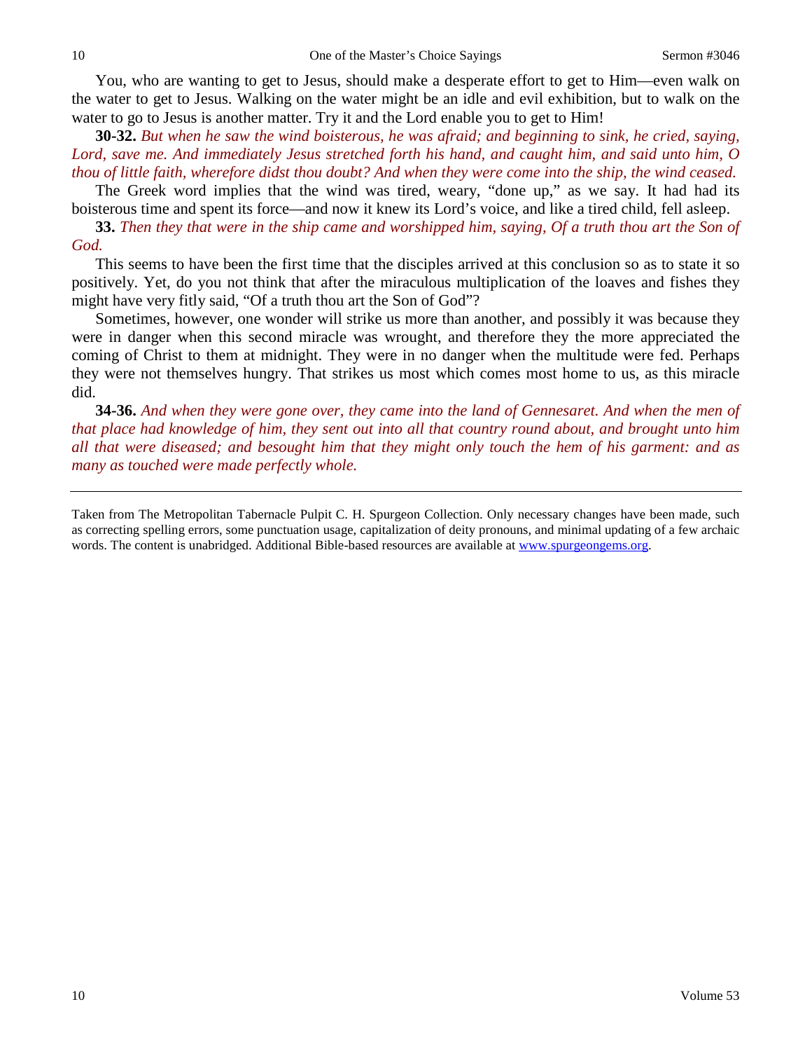You, who are wanting to get to Jesus, should make a desperate effort to get to Him—even walk on the water to get to Jesus. Walking on the water might be an idle and evil exhibition, but to walk on the water to go to Jesus is another matter. Try it and the Lord enable you to get to Him!

**30-32.** *But when he saw the wind boisterous, he was afraid; and beginning to sink, he cried, saying, Lord, save me. And immediately Jesus stretched forth his hand, and caught him, and said unto him, O thou of little faith, wherefore didst thou doubt? And when they were come into the ship, the wind ceased.*

The Greek word implies that the wind was tired, weary, "done up," as we say. It had had its boisterous time and spent its force—and now it knew its Lord's voice, and like a tired child, fell asleep.

**33.** *Then they that were in the ship came and worshipped him, saying, Of a truth thou art the Son of God.*

This seems to have been the first time that the disciples arrived at this conclusion so as to state it so positively. Yet, do you not think that after the miraculous multiplication of the loaves and fishes they might have very fitly said, "Of a truth thou art the Son of God"?

Sometimes, however, one wonder will strike us more than another, and possibly it was because they were in danger when this second miracle was wrought, and therefore they the more appreciated the coming of Christ to them at midnight. They were in no danger when the multitude were fed. Perhaps they were not themselves hungry. That strikes us most which comes most home to us, as this miracle did.

**34-36.** *And when they were gone over, they came into the land of Gennesaret. And when the men of that place had knowledge of him, they sent out into all that country round about, and brought unto him all that were diseased; and besought him that they might only touch the hem of his garment: and as many as touched were made perfectly whole.*

---

Taken from The Metropolitan Tabernacle Pulpit C. H. Spurgeon Collection. Only necessary changes have been made, such as correcting spelling errors, some punctuation usage, capitalization of deity pronouns, and minimal updating of a few archaic words. The content is unabridged. Additional Bible-based resources are available at www.spurgeongems.org.